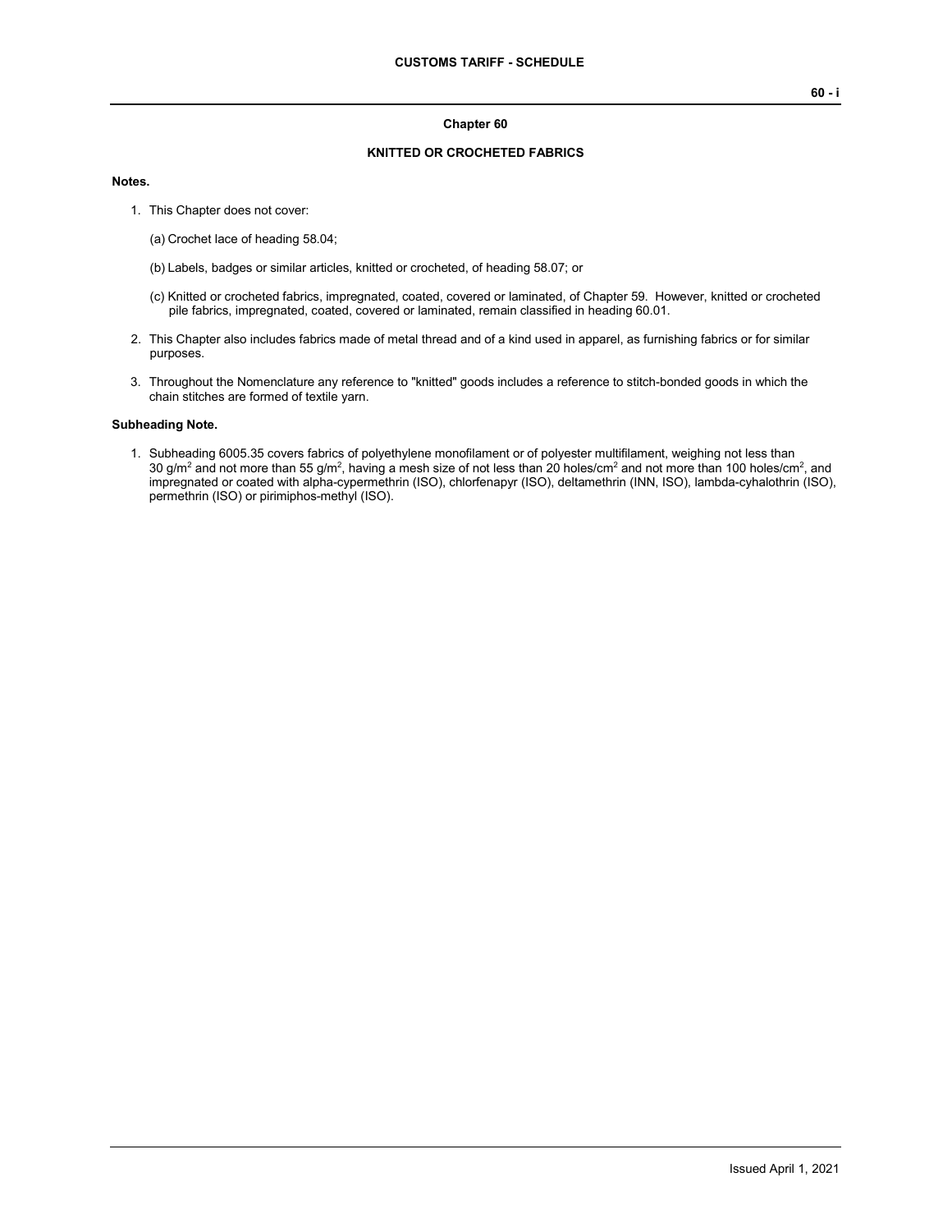## Chapter 60

## KNITTED OR CROCHETED FABRICS

**Notes.**

1. This Chapter does not cover:

   (a) Crochet lace of heading 58.04;

   (b) Labels, badges or similar articles, knitted or crocheted, of heading 58.07; or

   (c) Knitted or crocheted fabrics, impregnated, coated, covered or laminated, of Chapter 59. However, knitted or crocheted pile fabrics, impregnated, coated, covered or laminated, remain classified in heading 60.01.

2. This Chapter also includes fabrics made of metal thread and of a kind used in apparel, as furnishing fabrics or for similar purposes.

3. Throughout the Nomenclature any reference to "knitted" goods includes a reference to stitch-bonded goods in which the chain stitches are formed of textile yarn.

**Subheading Note.**

1. Subheading 6005.35 covers fabrics of polyethylene monofilament or of polyester multifilament, weighing not less than 30 $g/m^2$ and not more than 55 $g/m^2$, having a mesh size of not less than 20 $holes/cm^2$ and not more than 100 $holes/cm^2$, and impregnated or coated with alpha-cypermethrin (ISO), chlorfenapyr (ISO), deltamethrin (INN, ISO), lambda-cyhalothrin (ISO), permethrin (ISO) or pirimiphos-methyl (ISO).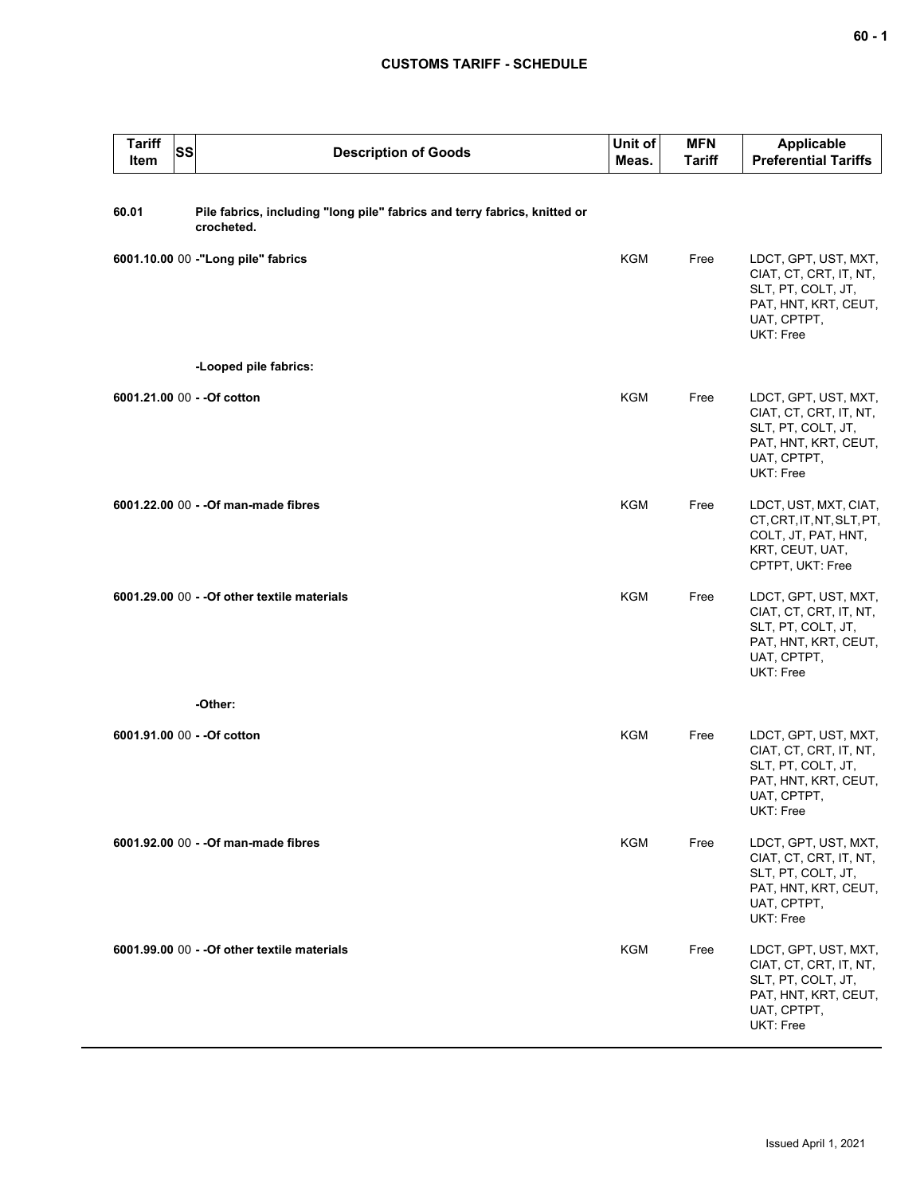| Tariff Item | SS | Description of Goods | Unit of Meas. | MFN Tariff | Applicable Preferential Tariffs |
|---|---|---|---|---|---|
| 60.01 | | Pile fabrics, including "long pile" fabrics and terry fabrics, knitted or crocheted. | | | |
| 6001.10.00 | 00 | -"Long pile" fabrics | KGM | Free | LDCT, GPT, UST, MXT, CIAT, CT, CRT, IT, NT, SLT, PT, COLT, JT, PAT, HNT, KRT, CEUT, UAT, CPTPT, UKT: Free |
| | | -Looped pile fabrics: | | | |
| 6001.21.00 | 00 | - -Of cotton | KGM | Free | LDCT, GPT, UST, MXT, CIAT, CT, CRT, IT, NT, SLT, PT, COLT, JT, PAT, HNT, KRT, CEUT, UAT, CPTPT, UKT: Free |
| 6001.22.00 | 00 | - -Of man-made fibres | KGM | Free | LDCT, UST, MXT, CIAT, CT, CRT, IT, NT, SLT, PT, COLT, JT, PAT, HNT, KRT, CEUT, UAT, CPTPT, UKT: Free |
| 6001.29.00 | 00 | - -Of other textile materials | KGM | Free | LDCT, GPT, UST, MXT, CIAT, CT, CRT, IT, NT, SLT, PT, COLT, JT, PAT, HNT, KRT, CEUT, UAT, CPTPT, UKT: Free |
| | | -Other: | | | |
| 6001.91.00 | 00 | - -Of cotton | KGM | Free | LDCT, GPT, UST, MXT, CIAT, CT, CRT, IT, NT, SLT, PT, COLT, JT, PAT, HNT, KRT, CEUT, UAT, CPTPT, UKT: Free |
| 6001.92.00 | 00 | - -Of man-made fibres | KGM | Free | LDCT, GPT, UST, MXT, CIAT, CT, CRT, IT, NT, SLT, PT, COLT, JT, PAT, HNT, KRT, CEUT, UAT, CPTPT, UKT: Free |
| 6001.99.00 | 00 | - -Of other textile materials | KGM | Free | LDCT, GPT, UST, MXT, CIAT, CT, CRT, IT, NT, SLT, PT, COLT, JT, PAT, HNT, KRT, CEUT, UAT, CPTPT, UKT: Free |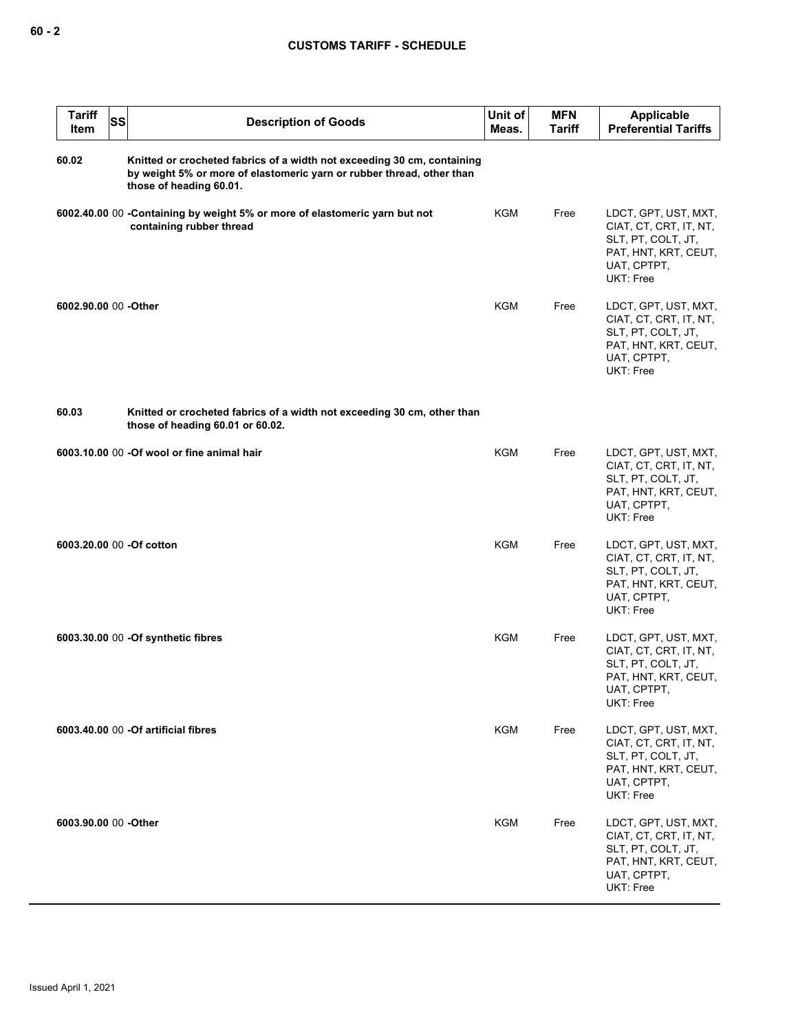## CUSTOMS TARIFF - SCHEDULE

| Tariff Item | SS | Description of Goods | Unit of Meas. | MFN Tariff | Applicable Preferential Tariffs |
|---|---|---|---|---|---|
| 60.02 | | Knitted or crocheted fabrics of a width not exceeding 30 cm, containing by weight 5% or more of elastomeric yarn or rubber thread, other than those of heading 60.01. | | | |
| 6002.40.00 | 00 | -Containing by weight 5% or more of elastomeric yarn but not containing rubber thread | KGM | Free | LDCT, GPT, UST, MXT, CIAT, CT, CRT, IT, NT, SLT, PT, COLT, JT, PAT, HNT, KRT, CEUT, UAT, CPTPT, UKT: Free |
| 6002.90.00 | 00 | -Other | KGM | Free | LDCT, GPT, UST, MXT, CIAT, CT, CRT, IT, NT, SLT, PT, COLT, JT, PAT, HNT, KRT, CEUT, UAT, CPTPT, UKT: Free |
| 60.03 | | Knitted or crocheted fabrics of a width not exceeding 30 cm, other than those of heading 60.01 or 60.02. | | | |
| 6003.10.00 | 00 | -Of wool or fine animal hair | KGM | Free | LDCT, GPT, UST, MXT, CIAT, CT, CRT, IT, NT, SLT, PT, COLT, JT, PAT, HNT, KRT, CEUT, UAT, CPTPT, UKT: Free |
| 6003.20.00 | 00 | -Of cotton | KGM | Free | LDCT, GPT, UST, MXT, CIAT, CT, CRT, IT, NT, SLT, PT, COLT, JT, PAT, HNT, KRT, CEUT, UAT, CPTPT, UKT: Free |
| 6003.30.00 | 00 | -Of synthetic fibres | KGM | Free | LDCT, GPT, UST, MXT, CIAT, CT, CRT, IT, NT, SLT, PT, COLT, JT, PAT, HNT, KRT, CEUT, UAT, CPTPT, UKT: Free |
| 6003.40.00 | 00 | -Of artificial fibres | KGM | Free | LDCT, GPT, UST, MXT, CIAT, CT, CRT, IT, NT, SLT, PT, COLT, JT, PAT, HNT, KRT, CEUT, UAT, CPTPT, UKT: Free |
| 6003.90.00 | 00 | -Other | KGM | Free | LDCT, GPT, UST, MXT, CIAT, CT, CRT, IT, NT, SLT, PT, COLT, JT, PAT, HNT, KRT, CEUT, UAT, CPTPT, UKT: Free |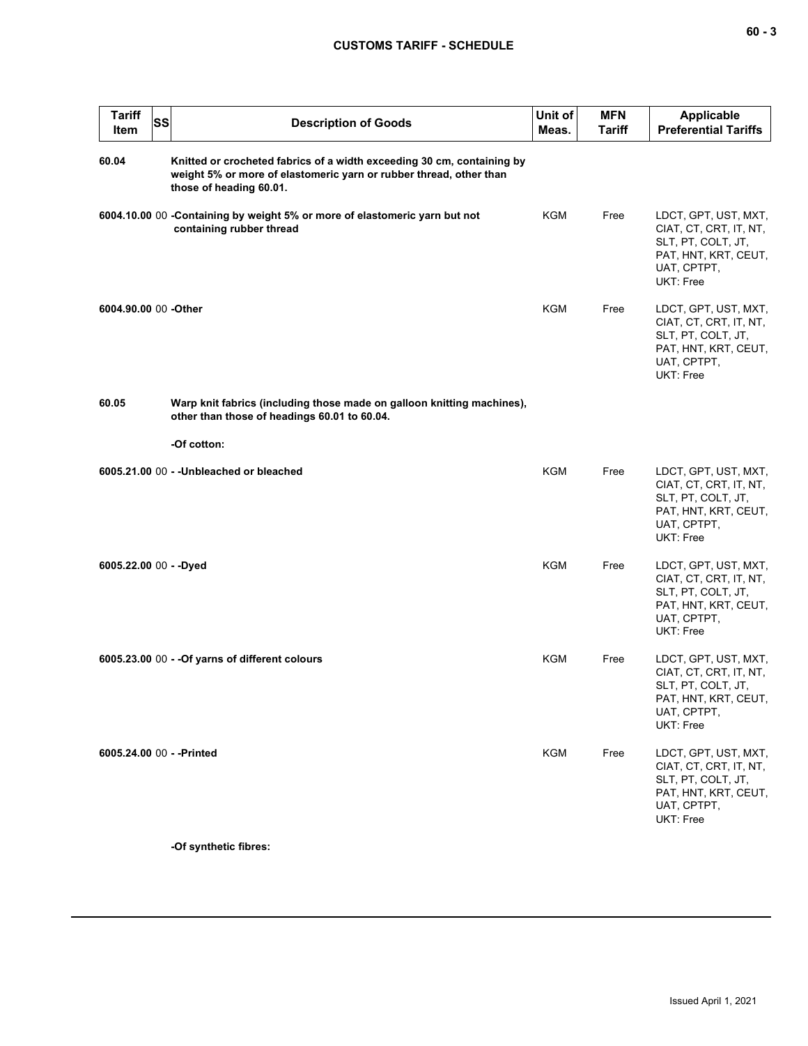| Tariff Item | SS | Description of Goods | Unit of Meas. | MFN Tariff | Applicable Preferential Tariffs |
|---|---|---|---|---|---|
| 60.04 | | **Knitted or crocheted fabrics of a width exceeding 30 cm, containing by weight 5% or more of elastomeric yarn or rubber thread, other than those of heading 60.01.** | | | |
| 6004.10.00 | 00 | **-Containing by weight 5% or more of elastomeric yarn but not containing rubber thread** | KGM | Free | LDCT, GPT, UST, MXT, CIAT, CT, CRT, IT, NT, SLT, PT, COLT, JT, PAT, HNT, KRT, CEUT, UAT, CPTPT, UKT: Free |
| 6004.90.00 | 00 | **-Other** | KGM | Free | LDCT, GPT, UST, MXT, CIAT, CT, CRT, IT, NT, SLT, PT, COLT, JT, PAT, HNT, KRT, CEUT, UAT, CPTPT, UKT: Free |
| 60.05 | | **Warp knit fabrics (including those made on galloon knitting machines), other than those of headings 60.01 to 60.04.** | | | |
| | | **-Of cotton:** | | | |
| 6005.21.00 | 00 | **- -Unbleached or bleached** | KGM | Free | LDCT, GPT, UST, MXT, CIAT, CT, CRT, IT, NT, SLT, PT, COLT, JT, PAT, HNT, KRT, CEUT, UAT, CPTPT, UKT: Free |
| 6005.22.00 | 00 | **- -Dyed** | KGM | Free | LDCT, GPT, UST, MXT, CIAT, CT, CRT, IT, NT, SLT, PT, COLT, JT, PAT, HNT, KRT, CEUT, UAT, CPTPT, UKT: Free |
| 6005.23.00 | 00 | **- -Of yarns of different colours** | KGM | Free | LDCT, GPT, UST, MXT, CIAT, CT, CRT, IT, NT, SLT, PT, COLT, JT, PAT, HNT, KRT, CEUT, UAT, CPTPT, UKT: Free |
| 6005.24.00 | 00 | **- -Printed** | KGM | Free | LDCT, GPT, UST, MXT, CIAT, CT, CRT, IT, NT, SLT, PT, COLT, JT, PAT, HNT, KRT, CEUT, UAT, CPTPT, UKT: Free |
| | | **-Of synthetic fibres:** | | | |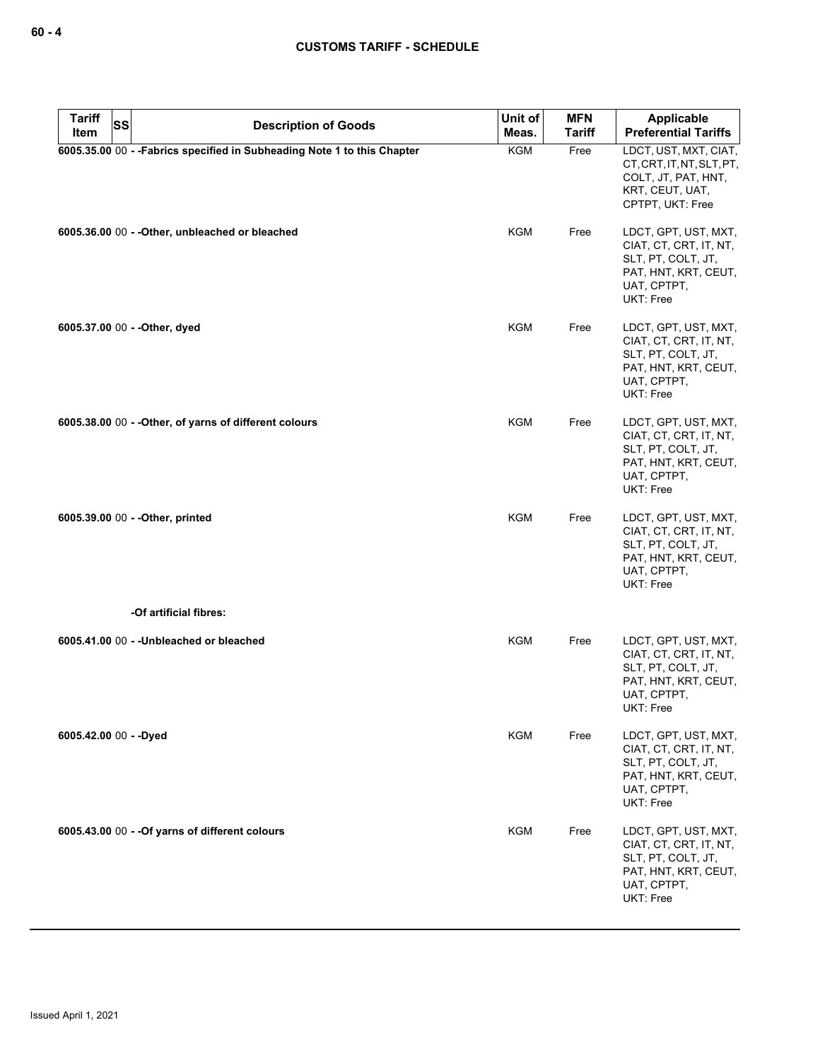| Tariff Item | SS | Description of Goods | Unit of Meas. | MFN Tariff | Applicable Preferential Tariffs |
|---|---|---|---|---|---|
| 6005.35.00 | 00 | - -Fabrics specified in Subheading Note 1 to this Chapter | KGM | Free | LDCT, UST, MXT, CIAT, CT, CRT, IT, NT, SLT, PT, COLT, JT, PAT, HNT, KRT, CEUT, UAT, CPTPT, UKT: Free |
| 6005.36.00 | 00 | - -Other, unbleached or bleached | KGM | Free | LDCT, GPT, UST, MXT, CIAT, CT, CRT, IT, NT, SLT, PT, COLT, JT, PAT, HNT, KRT, CEUT, UAT, CPTPT, UKT: Free |
| 6005.37.00 | 00 | - -Other, dyed | KGM | Free | LDCT, GPT, UST, MXT, CIAT, CT, CRT, IT, NT, SLT, PT, COLT, JT, PAT, HNT, KRT, CEUT, UAT, CPTPT, UKT: Free |
| 6005.38.00 | 00 | - -Other, of yarns of different colours | KGM | Free | LDCT, GPT, UST, MXT, CIAT, CT, CRT, IT, NT, SLT, PT, COLT, JT, PAT, HNT, KRT, CEUT, UAT, CPTPT, UKT: Free |
| 6005.39.00 | 00 | - -Other, printed | KGM | Free | LDCT, GPT, UST, MXT, CIAT, CT, CRT, IT, NT, SLT, PT, COLT, JT, PAT, HNT, KRT, CEUT, UAT, CPTPT, UKT: Free |
| | | -Of artificial fibres: | | | |
| 6005.41.00 | 00 | - -Unbleached or bleached | KGM | Free | LDCT, GPT, UST, MXT, CIAT, CT, CRT, IT, NT, SLT, PT, COLT, JT, PAT, HNT, KRT, CEUT, UAT, CPTPT, UKT: Free |
| 6005.42.00 | 00 | - -Dyed | KGM | Free | LDCT, GPT, UST, MXT, CIAT, CT, CRT, IT, NT, SLT, PT, COLT, JT, PAT, HNT, KRT, CEUT, UAT, CPTPT, UKT: Free |
| 6005.43.00 | 00 | - -Of yarns of different colours | KGM | Free | LDCT, GPT, UST, MXT, CIAT, CT, CRT, IT, NT, SLT, PT, COLT, JT, PAT, HNT, KRT, CEUT, UAT, CPTPT, UKT: Free |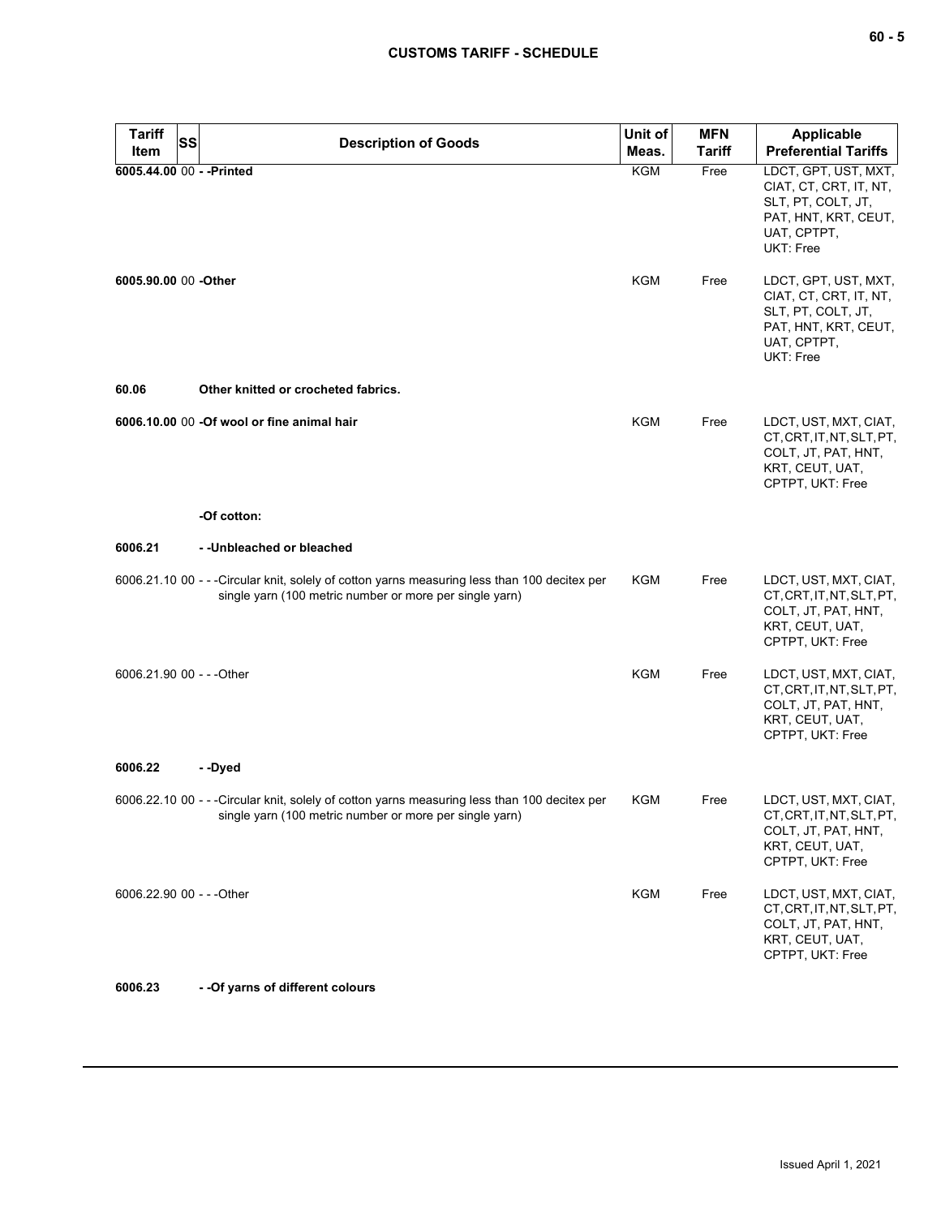| Tariff Item | SS | Description of Goods | Unit of Meas. | MFN Tariff | Applicable Preferential Tariffs |
|---|---|---|---|---|---|
| **6005.44.00** | 00 | **- -Printed** | KGM | Free | LDCT, GPT, UST, MXT, CIAT, CT, CRT, IT, NT, SLT, PT, COLT, JT, PAT, HNT, KRT, CEUT, UAT, CPTPT, UKT: Free |
| **6005.90.00** | 00 | **-Other** | KGM | Free | LDCT, GPT, UST, MXT, CIAT, CT, CRT, IT, NT, SLT, PT, COLT, JT, PAT, HNT, KRT, CEUT, UAT, CPTPT, UKT: Free |
| **60.06** | | **Other knitted or crocheted fabrics.** | | | |
| **6006.10.00** | 00 | **-Of wool or fine animal hair** | KGM | Free | LDCT, UST, MXT, CIAT, CT, CRT, IT, NT, SLT, PT, COLT, JT, PAT, HNT, KRT, CEUT, UAT, CPTPT, UKT: Free |
| | | **-Of cotton:** | | | |
| **6006.21** | | **- -Unbleached or bleached** | | | |
| 6006.21.10 | 00 | - - -Circular knit, solely of cotton yarns measuring less than 100 decitex per single yarn (100 metric number or more per single yarn) | KGM | Free | LDCT, UST, MXT, CIAT, CT, CRT, IT, NT, SLT, PT, COLT, JT, PAT, HNT, KRT, CEUT, UAT, CPTPT, UKT: Free |
| 6006.21.90 | 00 | - - -Other | KGM | Free | LDCT, UST, MXT, CIAT, CT, CRT, IT, NT, SLT, PT, COLT, JT, PAT, HNT, KRT, CEUT, UAT, CPTPT, UKT: Free |
| **6006.22** | | **- -Dyed** | | | |
| 6006.22.10 | 00 | - - -Circular knit, solely of cotton yarns measuring less than 100 decitex per single yarn (100 metric number or more per single yarn) | KGM | Free | LDCT, UST, MXT, CIAT, CT, CRT, IT, NT, SLT, PT, COLT, JT, PAT, HNT, KRT, CEUT, UAT, CPTPT, UKT: Free |
| 6006.22.90 | 00 | - - -Other | KGM | Free | LDCT, UST, MXT, CIAT, CT, CRT, IT, NT, SLT, PT, COLT, JT, PAT, HNT, KRT, CEUT, UAT, CPTPT, UKT: Free |
| **6006.23** | | **- -Of yarns of different colours** | | | |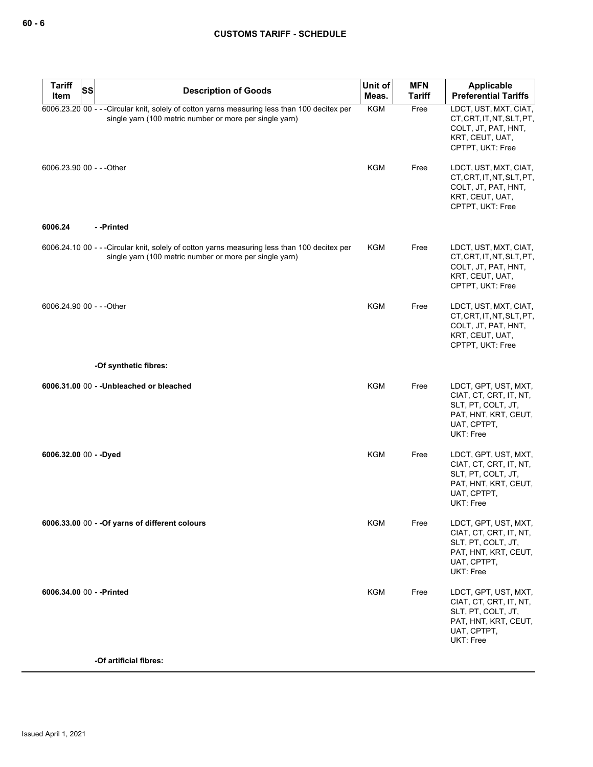| Tariff Item | SS | Description of Goods | Unit of Meas. | MFN Tariff | Applicable Preferential Tariffs |
|---|---|---|---|---|---|
| 6006.23.20 | 00 | - - -Circular knit, solely of cotton yarns measuring less than 100 decitex per single yarn (100 metric number or more per single yarn) | KGM | Free | LDCT, UST, MXT, CIAT, CT, CRT, IT, NT, SLT, PT, COLT, JT, PAT, HNT, KRT, CEUT, UAT, CPTPT, UKT: Free |
| 6006.23.90 | 00 | - - -Other | KGM | Free | LDCT, UST, MXT, CIAT, CT, CRT, IT, NT, SLT, PT, COLT, JT, PAT, HNT, KRT, CEUT, UAT, CPTPT, UKT: Free |
| **6006.24** | | **- -Printed** | | | |
| 6006.24.10 | 00 | - - -Circular knit, solely of cotton yarns measuring less than 100 decitex per single yarn (100 metric number or more per single yarn) | KGM | Free | LDCT, UST, MXT, CIAT, CT, CRT, IT, NT, SLT, PT, COLT, JT, PAT, HNT, KRT, CEUT, UAT, CPTPT, UKT: Free |
| 6006.24.90 | 00 | - - -Other | KGM | Free | LDCT, UST, MXT, CIAT, CT, CRT, IT, NT, SLT, PT, COLT, JT, PAT, HNT, KRT, CEUT, UAT, CPTPT, UKT: Free |
| | | **-Of synthetic fibres:** | | | |
| **6006.31.00** | 00 | **- -Unbleached or bleached** | KGM | Free | LDCT, GPT, UST, MXT, CIAT, CT, CRT, IT, NT, SLT, PT, COLT, JT, PAT, HNT, KRT, CEUT, UAT, CPTPT, UKT: Free |
| **6006.32.00** | 00 | **- -Dyed** | KGM | Free | LDCT, GPT, UST, MXT, CIAT, CT, CRT, IT, NT, SLT, PT, COLT, JT, PAT, HNT, KRT, CEUT, UAT, CPTPT, UKT: Free |
| **6006.33.00** | 00 | **- -Of yarns of different colours** | KGM | Free | LDCT, GPT, UST, MXT, CIAT, CT, CRT, IT, NT, SLT, PT, COLT, JT, PAT, HNT, KRT, CEUT, UAT, CPTPT, UKT: Free |
| **6006.34.00** | 00 | **- -Printed** | KGM | Free | LDCT, GPT, UST, MXT, CIAT, CT, CRT, IT, NT, SLT, PT, COLT, JT, PAT, HNT, KRT, CEUT, UAT, CPTPT, UKT: Free |
| | | **-Of artificial fibres:** | | | |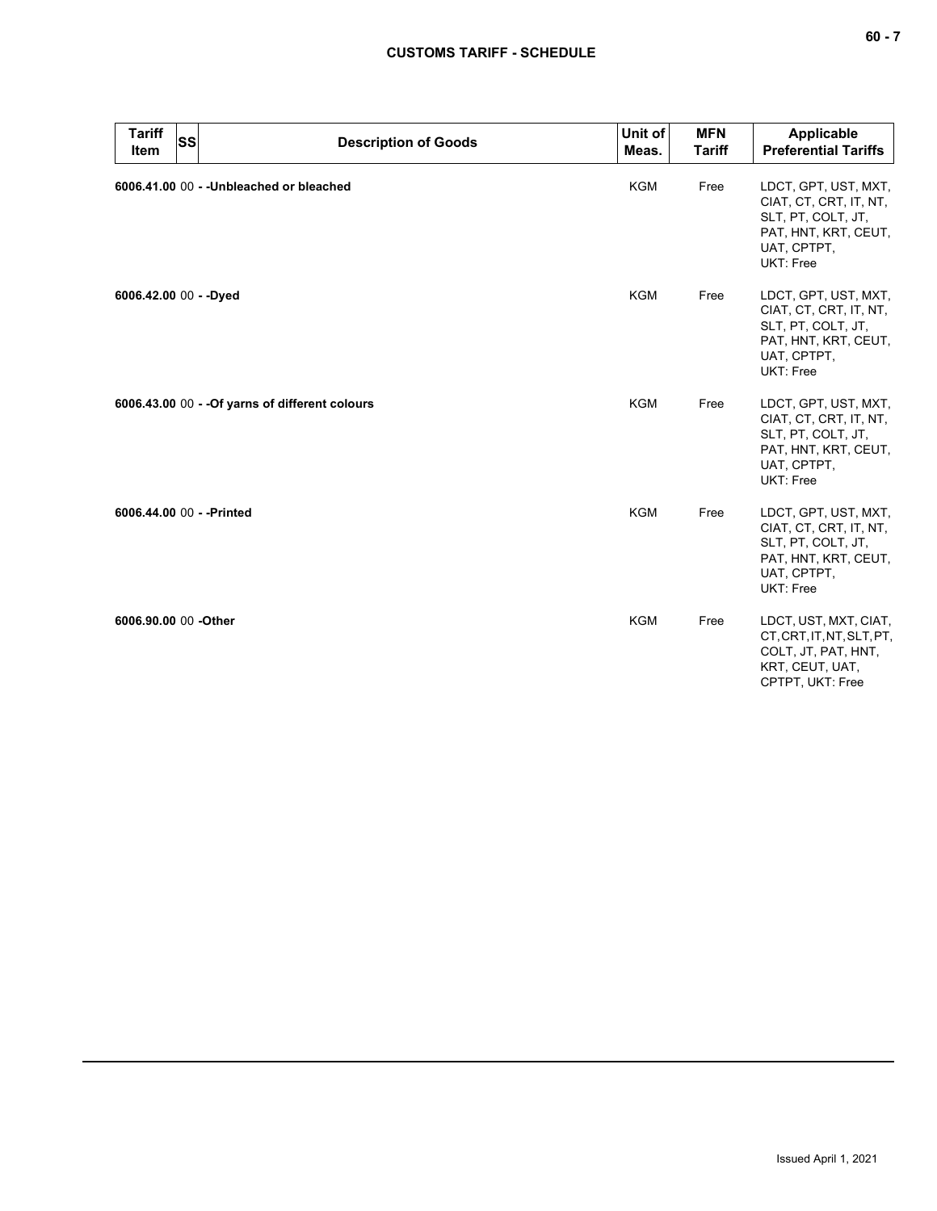| Tariff Item | SS | Description of Goods | Unit of Meas. | MFN Tariff | Applicable Preferential Tariffs |
|---|---|---|---|---|---|
| 6006.41.00 | 00 | - -Unbleached or bleached | KGM | Free | LDCT, GPT, UST, MXT, CIAT, CT, CRT, IT, NT, SLT, PT, COLT, JT, PAT, HNT, KRT, CEUT, UAT, CPTPT, UKT: Free |
| 6006.42.00 | 00 | - -Dyed | KGM | Free | LDCT, GPT, UST, MXT, CIAT, CT, CRT, IT, NT, SLT, PT, COLT, JT, PAT, HNT, KRT, CEUT, UAT, CPTPT, UKT: Free |
| 6006.43.00 | 00 | - -Of yarns of different colours | KGM | Free | LDCT, GPT, UST, MXT, CIAT, CT, CRT, IT, NT, SLT, PT, COLT, JT, PAT, HNT, KRT, CEUT, UAT, CPTPT, UKT: Free |
| 6006.44.00 | 00 | - -Printed | KGM | Free | LDCT, GPT, UST, MXT, CIAT, CT, CRT, IT, NT, SLT, PT, COLT, JT, PAT, HNT, KRT, CEUT, UAT, CPTPT, UKT: Free |
| 6006.90.00 | 00 | -Other | KGM | Free | LDCT, UST, MXT, CIAT, CT, CRT, IT, NT, SLT, PT, COLT, JT, PAT, HNT, KRT, CEUT, UAT, CPTPT, UKT: Free |